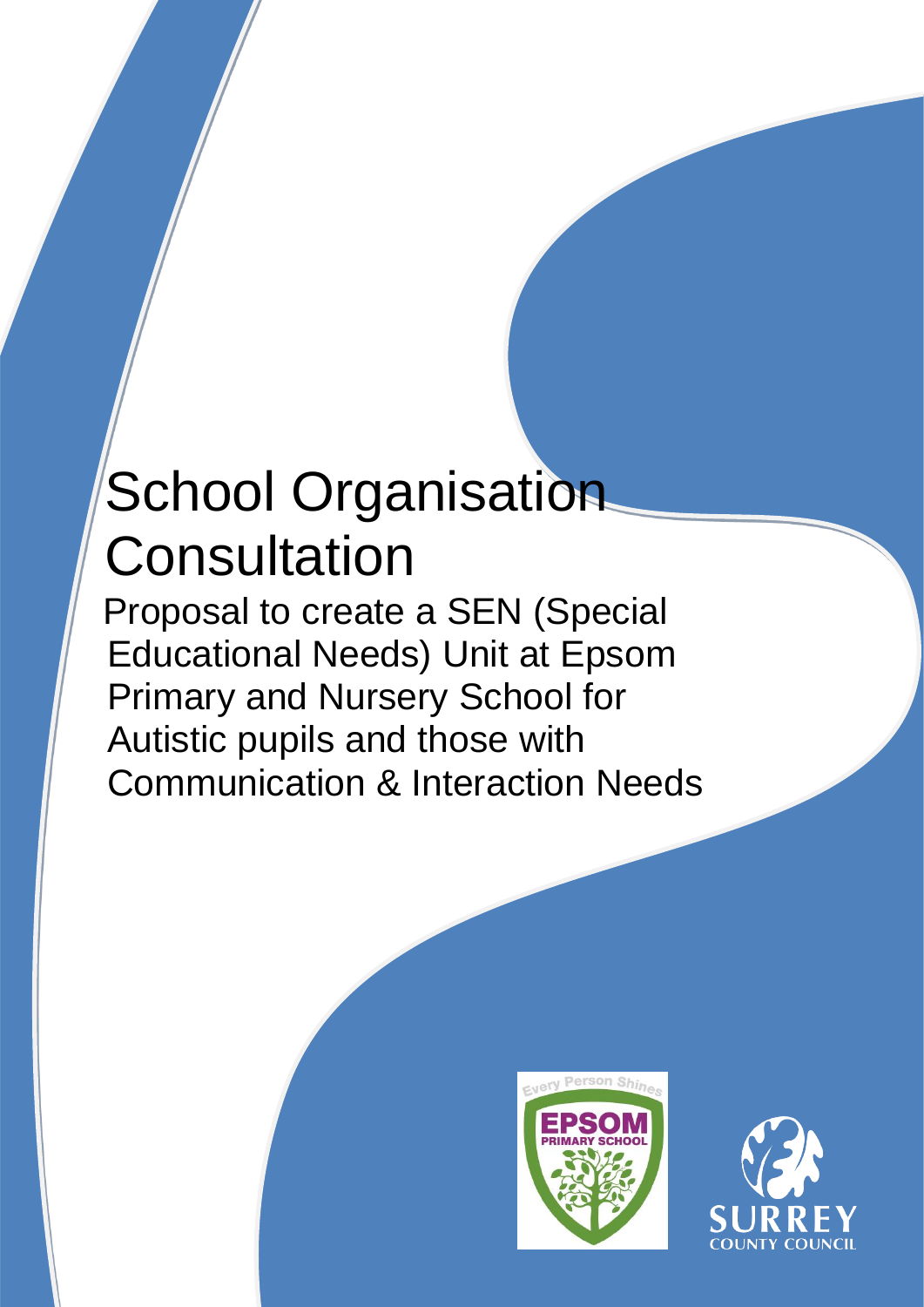# School Organisation Consultation

Proposal to create a SEN (Special Educational Needs) Unit at Epsom Primary and Nursery School for Autistic pupils and those with Communication & Interaction Needs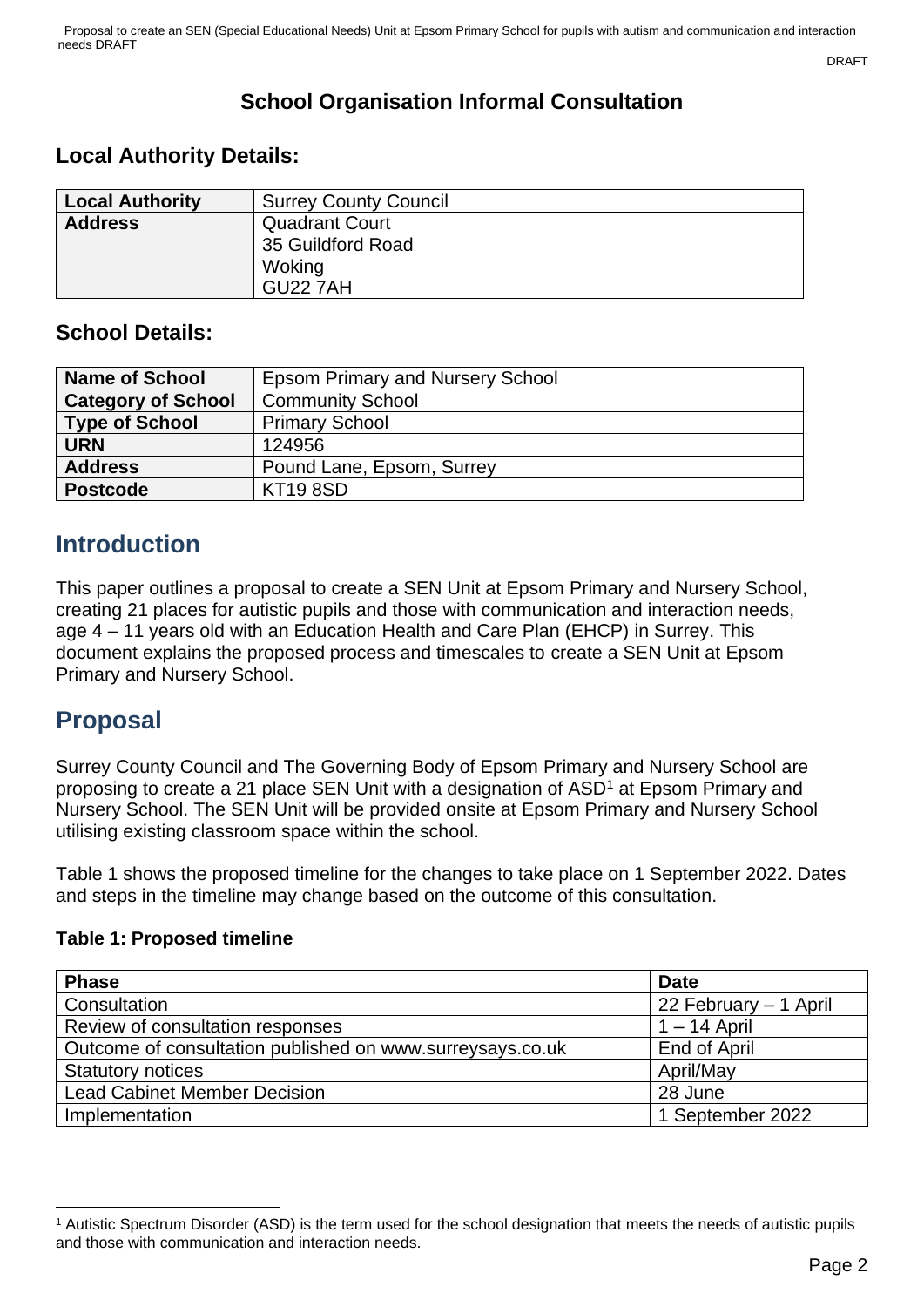## School Organisation Informal Consultation

### Local Authority Details:

| Local Authority | Surrey County Council |
|---|---|
| Address | Quadrant Court<br>35 Guildford Road<br>Woking<br>GU22 7AH |

### School Details:

| Name of School | Epsom Primary and Nursery School |
|---|---|
| Category of School | Community School |
| Type of School | Primary School |
| URN | 124956 |
| Address | Pound Lane, Epsom, Surrey |
| Postcode | KT19 8SD |

## Introduction

This paper outlines a proposal to create a SEN Unit at Epsom Primary and Nursery School, creating 21 places for autistic pupils and those with communication and interaction needs, age 4 – 11 years old with an Education Health and Care Plan (EHCP) in Surrey. This document explains the proposed process and timescales to create a SEN Unit at Epsom Primary and Nursery School.

## Proposal

Surrey County Council and The Governing Body of Epsom Primary and Nursery School are proposing to create a 21 place SEN Unit with a designation of ASD[1] at Epsom Primary and Nursery School. The SEN Unit will be provided onsite at Epsom Primary and Nursery School utilising existing classroom space within the school.

Table 1 shows the proposed timeline for the changes to take place on 1 September 2022. Dates and steps in the timeline may change based on the outcome of this consultation.

**Table 1: Proposed timeline**

| Phase | Date |
|---|---|
| Consultation | 22 February – 1 April |
| Review of consultation responses | 1 – 14 April |
| Outcome of consultation published on www.surreysays.co.uk | End of April |
| Statutory notices | April/May |
| Lead Cabinet Member Decision | 28 June |
| Implementation | 1 September 2022 |

[1] Autistic Spectrum Disorder (ASD) is the term used for the school designation that meets the needs of autistic pupils and those with communication and interaction needs.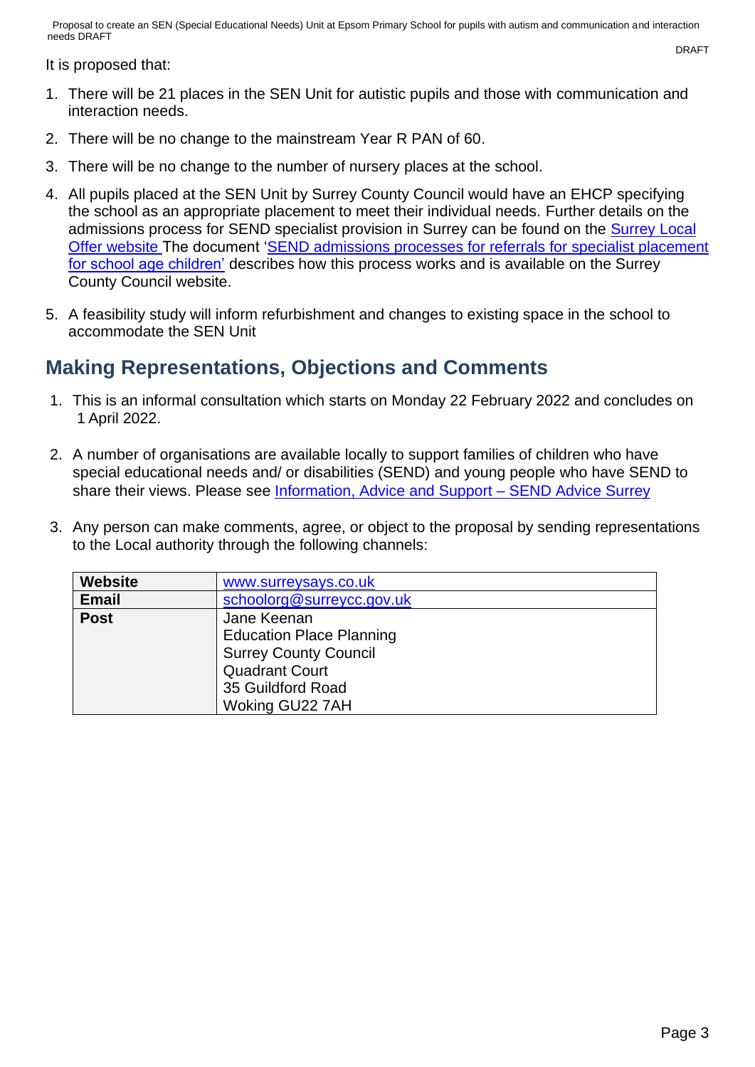It is proposed that:

1. There will be 21 places in the SEN Unit for autistic pupils and those with communication and interaction needs.
2. There will be no change to the mainstream Year R PAN of 60.
3. There will be no change to the number of nursery places at the school.
4. All pupils placed at the SEN Unit by Surrey County Council would have an EHCP specifying the school as an appropriate placement to meet their individual needs. Further details on the admissions process for SEND specialist provision in Surrey can be found on the Surrey Local Offer website The document 'SEND admissions processes for referrals for specialist placement for school age children' describes how this process works and is available on the Surrey County Council website.
5. A feasibility study will inform refurbishment and changes to existing space in the school to accommodate the SEN Unit

## Making Representations, Objections and Comments

1. This is an informal consultation which starts on Monday 22 February 2022 and concludes on 1 April 2022.
2. A number of organisations are available locally to support families of children who have special educational needs and/ or disabilities (SEND) and young people who have SEND to share their views. Please see Information, Advice and Support – SEND Advice Surrey
3. Any person can make comments, agree, or object to the proposal by sending representations to the Local authority through the following channels:

| | |
|---|---|
| **Website** | www.surreysays.co.uk |
| **Email** | schoolorg@surreycc.gov.uk |
| **Post** | Jane Keenan<br>Education Place Planning<br>Surrey County Council<br>Quadrant Court<br>35 Guildford Road<br>Woking GU22 7AH |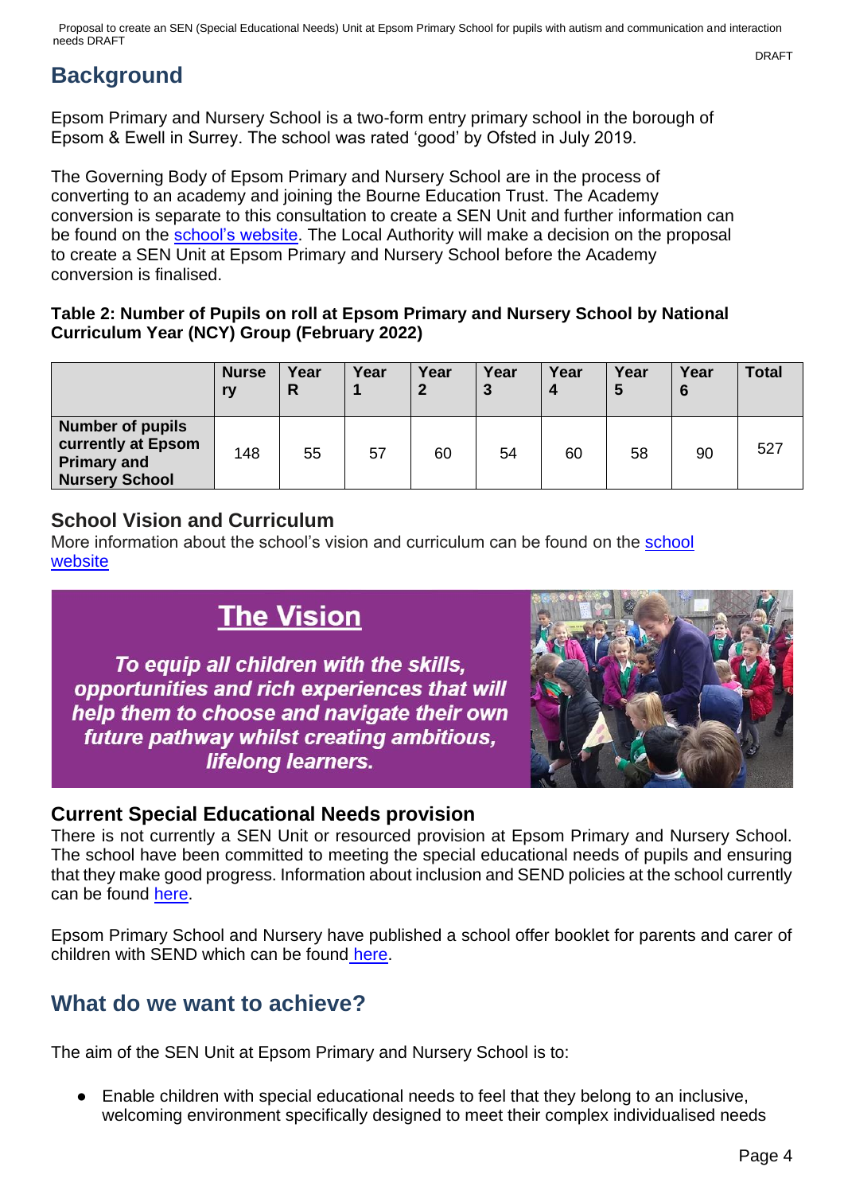## Background

Epsom Primary and Nursery School is a two-form entry primary school in the borough of Epsom & Ewell in Surrey. The school was rated 'good' by Ofsted in July 2019.

The Governing Body of Epsom Primary and Nursery School are in the process of converting to an academy and joining the Bourne Education Trust. The Academy conversion is separate to this consultation to create a SEN Unit and further information can be found on the school's website. The Local Authority will make a decision on the proposal to create a SEN Unit at Epsom Primary and Nursery School before the Academy conversion is finalised.

**Table 2: Number of Pupils on roll at Epsom Primary and Nursery School by National Curriculum Year (NCY) Group (February 2022)**

| | Nursery | Year R | Year 1 | Year 2 | Year 3 | Year 4 | Year 5 | Year 6 | Total |
|---|---|---|---|---|---|---|---|---|---|
| **Number of pupils currently at Epsom Primary and Nursery School** | 148 | 55 | 57 | 60 | 54 | 60 | 58 | 90 | 527 |

### School Vision and Curriculum

More information about the school's vision and curriculum can be found on the school website

**The Vision**

***To equip all children with the skills, opportunities and rich experiences that will help them to choose and navigate their own future pathway whilst creating ambitious, lifelong learners.***

### Current Special Educational Needs provision

There is not currently a SEN Unit or resourced provision at Epsom Primary and Nursery School. The school have been committed to meeting the special educational needs of pupils and ensuring that they make good progress. Information about inclusion and SEND policies at the school currently can be found here.

Epsom Primary School and Nursery have published a school offer booklet for parents and carer of children with SEND which can be found here.

## What do we want to achieve?

The aim of the SEN Unit at Epsom Primary and Nursery School is to:

- Enable children with special educational needs to feel that they belong to an inclusive, welcoming environment specifically designed to meet their complex individualised needs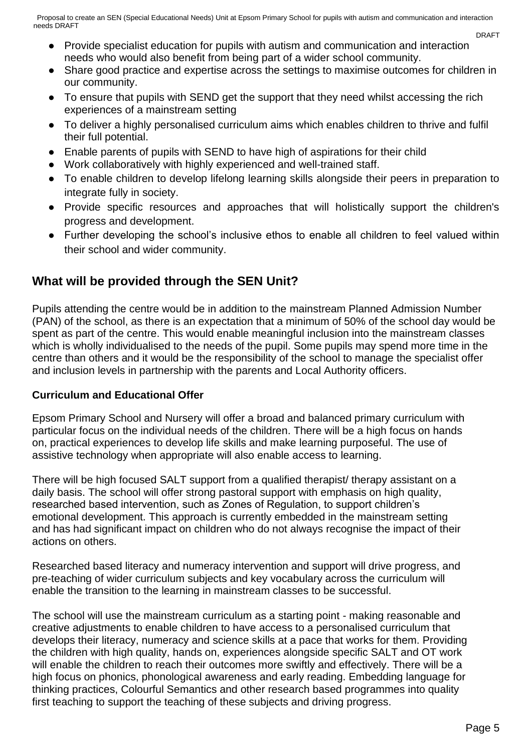- Provide specialist education for pupils with autism and communication and interaction needs who would also benefit from being part of a wider school community.
- Share good practice and expertise across the settings to maximise outcomes for children in our community.
- To ensure that pupils with SEND get the support that they need whilst accessing the rich experiences of a mainstream setting
- To deliver a highly personalised curriculum aims which enables children to thrive and fulfil their full potential.
- Enable parents of pupils with SEND to have high of aspirations for their child
- Work collaboratively with highly experienced and well-trained staff.
- To enable children to develop lifelong learning skills alongside their peers in preparation to integrate fully in society.
- Provide specific resources and approaches that will holistically support the children's progress and development.
- Further developing the school's inclusive ethos to enable all children to feel valued within their school and wider community.

## What will be provided through the SEN Unit?

Pupils attending the centre would be in addition to the mainstream Planned Admission Number (PAN) of the school, as there is an expectation that a minimum of 50% of the school day would be spent as part of the centre. This would enable meaningful inclusion into the mainstream classes which is wholly individualised to the needs of the pupil. Some pupils may spend more time in the centre than others and it would be the responsibility of the school to manage the specialist offer and inclusion levels in partnership with the parents and Local Authority officers.

**Curriculum and Educational Offer**

Epsom Primary School and Nursery will offer a broad and balanced primary curriculum with particular focus on the individual needs of the children. There will be a high focus on hands on, practical experiences to develop life skills and make learning purposeful. The use of assistive technology when appropriate will also enable access to learning.

There will be high focused SALT support from a qualified therapist/ therapy assistant on a daily basis. The school will offer strong pastoral support with emphasis on high quality, researched based intervention, such as Zones of Regulation, to support children's emotional development. This approach is currently embedded in the mainstream setting and has had significant impact on children who do not always recognise the impact of their actions on others.

Researched based literacy and numeracy intervention and support will drive progress, and pre-teaching of wider curriculum subjects and key vocabulary across the curriculum will enable the transition to the learning in mainstream classes to be successful.

The school will use the mainstream curriculum as a starting point - making reasonable and creative adjustments to enable children to have access to a personalised curriculum that develops their literacy, numeracy and science skills at a pace that works for them. Providing the children with high quality, hands on, experiences alongside specific SALT and OT work will enable the children to reach their outcomes more swiftly and effectively. There will be a high focus on phonics, phonological awareness and early reading. Embedding language for thinking practices, Colourful Semantics and other research based programmes into quality first teaching to support the teaching of these subjects and driving progress.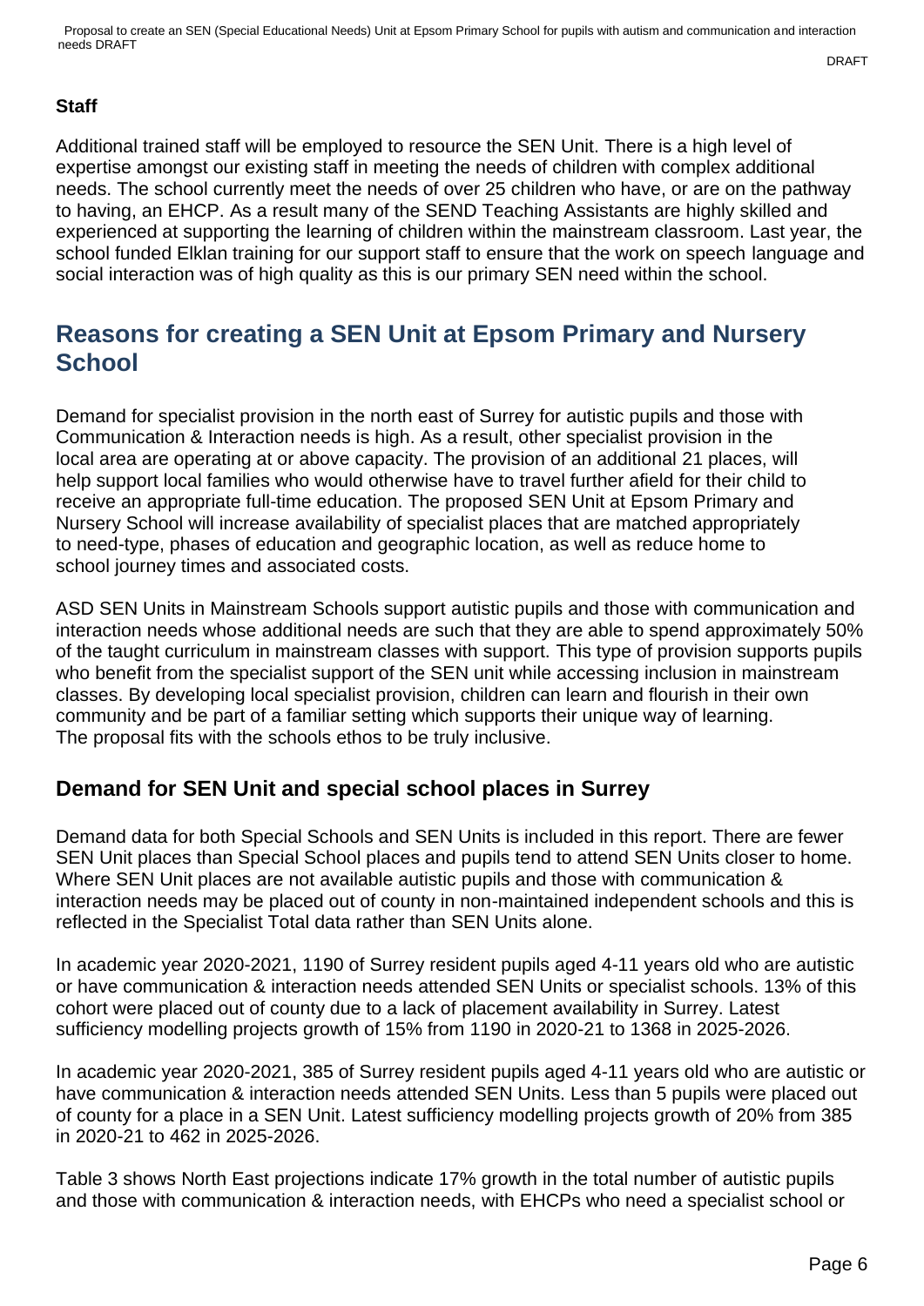**Staff**

Additional trained staff will be employed to resource the SEN Unit. There is a high level of expertise amongst our existing staff in meeting the needs of children with complex additional needs. The school currently meet the needs of over 25 children who have, or are on the pathway to having, an EHCP. As a result many of the SEND Teaching Assistants are highly skilled and experienced at supporting the learning of children within the mainstream classroom. Last year, the school funded Elklan training for our support staff to ensure that the work on speech language and social interaction was of high quality as this is our primary SEN need within the school.

## Reasons for creating a SEN Unit at Epsom Primary and Nursery School

Demand for specialist provision in the north east of Surrey for autistic pupils and those with Communication & Interaction needs is high. As a result, other specialist provision in the local area are operating at or above capacity. The provision of an additional 21 places, will help support local families who would otherwise have to travel further afield for their child to receive an appropriate full-time education. The proposed SEN Unit at Epsom Primary and Nursery School will increase availability of specialist places that are matched appropriately to need-type, phases of education and geographic location, as well as reduce home to school journey times and associated costs.

ASD SEN Units in Mainstream Schools support autistic pupils and those with communication and interaction needs whose additional needs are such that they are able to spend approximately 50% of the taught curriculum in mainstream classes with support. This type of provision supports pupils who benefit from the specialist support of the SEN unit while accessing inclusion in mainstream classes. By developing local specialist provision, children can learn and flourish in their own community and be part of a familiar setting which supports their unique way of learning. The proposal fits with the schools ethos to be truly inclusive.

### Demand for SEN Unit and special school places in Surrey

Demand data for both Special Schools and SEN Units is included in this report. There are fewer SEN Unit places than Special School places and pupils tend to attend SEN Units closer to home. Where SEN Unit places are not available autistic pupils and those with communication & interaction needs may be placed out of county in non-maintained independent schools and this is reflected in the Specialist Total data rather than SEN Units alone.

In academic year 2020-2021, 1190 of Surrey resident pupils aged 4-11 years old who are autistic or have communication & interaction needs attended SEN Units or specialist schools. 13% of this cohort were placed out of county due to a lack of placement availability in Surrey. Latest sufficiency modelling projects growth of 15% from 1190 in 2020-21 to 1368 in 2025-2026.

In academic year 2020-2021, 385 of Surrey resident pupils aged 4-11 years old who are autistic or have communication & interaction needs attended SEN Units. Less than 5 pupils were placed out of county for a place in a SEN Unit. Latest sufficiency modelling projects growth of 20% from 385 in 2020-21 to 462 in 2025-2026.

Table 3 shows North East projections indicate 17% growth in the total number of autistic pupils and those with communication & interaction needs, with EHCPs who need a specialist school or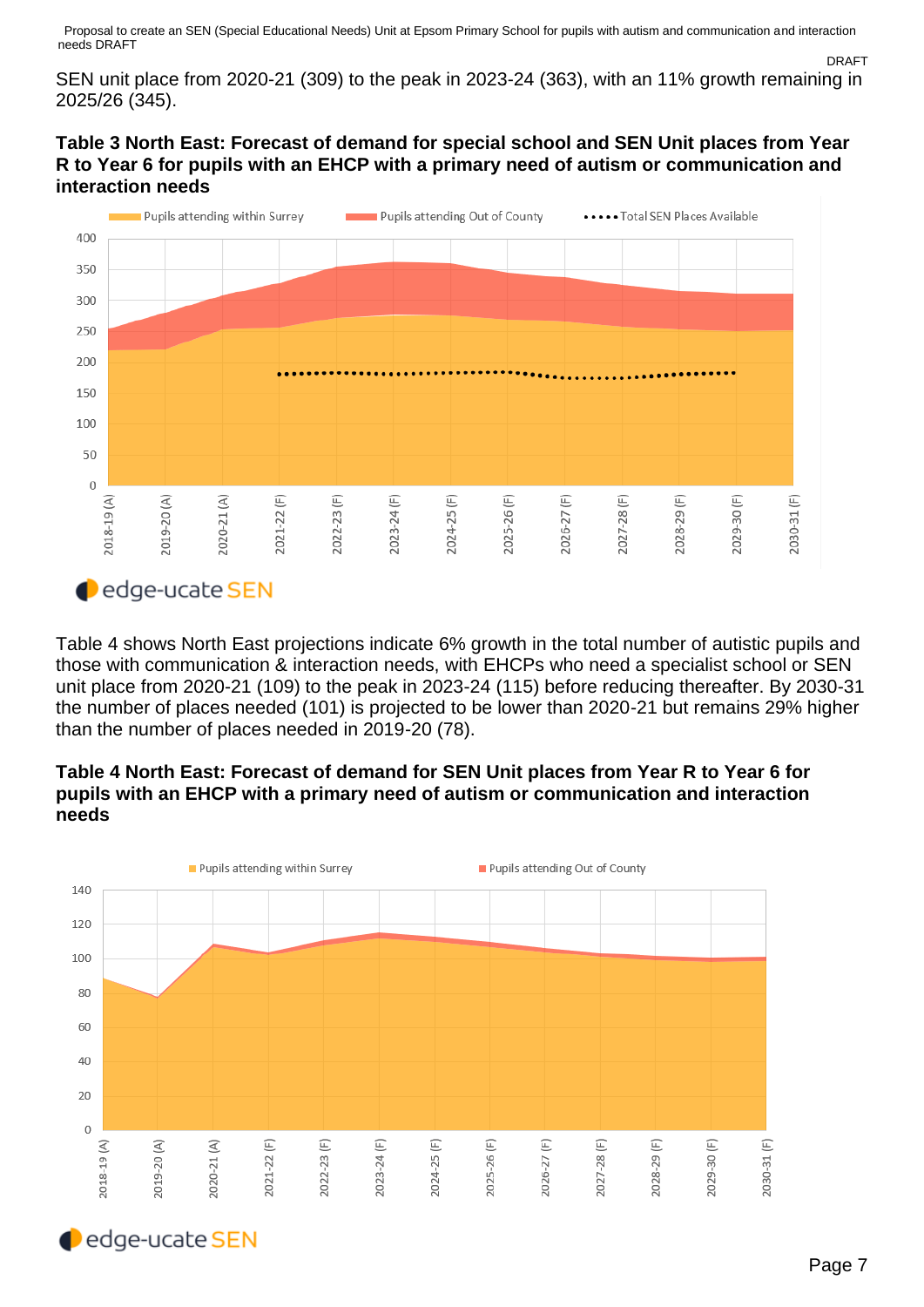SEN unit place from 2020-21 (309) to the peak in 2023-24 (363), with an 11% growth remaining in 2025/26 (345).

**Table 3 North East: Forecast of demand for special school and SEN Unit places from Year R to Year 6 for pupils with an EHCP with a primary need of autism or communication and interaction needs**

Table 4 shows North East projections indicate 6% growth in the total number of autistic pupils and those with communication & interaction needs, with EHCPs who need a specialist school or SEN unit place from 2020-21 (109) to the peak in 2023-24 (115) before reducing thereafter. By 2030-31 the number of places needed (101) is projected to be lower than 2020-21 but remains 29% higher than the number of places needed in 2019-20 (78).

**Table 4 North East: Forecast of demand for SEN Unit places from Year R to Year 6 for pupils with an EHCP with a primary need of autism or communication and interaction needs**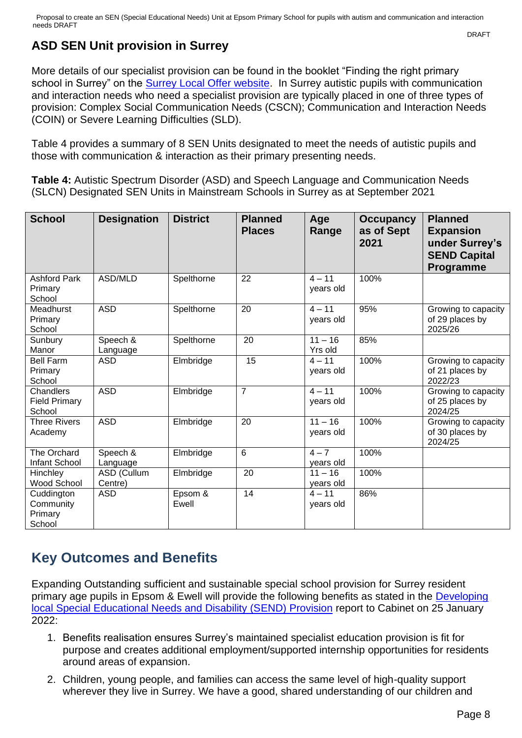## ASD SEN Unit provision in Surrey

More details of our specialist provision can be found in the booklet “Finding the right primary school in Surrey” on the [Surrey Local Offer website](). In Surrey autistic pupils with communication and interaction needs who need a specialist provision are typically placed in one of three types of provision: Complex Social Communication Needs (CSCN); Communication and Interaction Needs (COIN) or Severe Learning Difficulties (SLD).

Table 4 provides a summary of 8 SEN Units designated to meet the needs of autistic pupils and those with communication & interaction as their primary presenting needs.

**Table 4:** Autistic Spectrum Disorder (ASD) and Speech Language and Communication Needs (SLCN) Designated SEN Units in Mainstream Schools in Surrey as at September 2021

| School | Designation | District | Planned Places | Age Range | Occupancy as of Sept 2021 | Planned Expansion under Surrey’s SEND Capital Programme |
|---|---|---|---|---|---|---|
| Ashford Park Primary School | ASD/MLD | Spelthorne | 22 | 4 – 11 years old | 100% | |
| Meadhurst Primary School | ASD | Spelthorne | 20 | 4 – 11 years old | 95% | Growing to capacity of 29 places by 2025/26 |
| Sunbury Manor | Speech & Language | Spelthorne | 20 | 11 – 16 Yrs old | 85% | |
| Bell Farm Primary School | ASD | Elmbridge | 15 | 4 – 11 years old | 100% | Growing to capacity of 21 places by 2022/23 |
| Chandlers Field Primary School | ASD | Elmbridge | 7 | 4 – 11 years old | 100% | Growing to capacity of 25 places by 2024/25 |
| Three Rivers Academy | ASD | Elmbridge | 20 | 11 – 16 years old | 100% | Growing to capacity of 30 places by 2024/25 |
| The Orchard Infant School | Speech & Language | Elmbridge | 6 | 4 – 7 years old | 100% | |
| Hinchley Wood School | ASD (Cullum Centre) | Elmbridge | 20 | 11 – 16 years old | 100% | |
| Cuddington Community Primary School | ASD | Epsom & Ewell | 14 | 4 – 11 years old | 86% | |

## Key Outcomes and Benefits

Expanding Outstanding sufficient and sustainable special school provision for Surrey resident primary age pupils in Epsom & Ewell will provide the following benefits as stated in the [Developing local Special Educational Needs and Disability (SEND) Provision]() report to Cabinet on 25 January 2022:

1. Benefits realisation ensures Surrey’s maintained specialist education provision is fit for purpose and creates additional employment/supported internship opportunities for residents around areas of expansion.
2. Children, young people, and families can access the same level of high-quality support wherever they live in Surrey. We have a good, shared understanding of our children and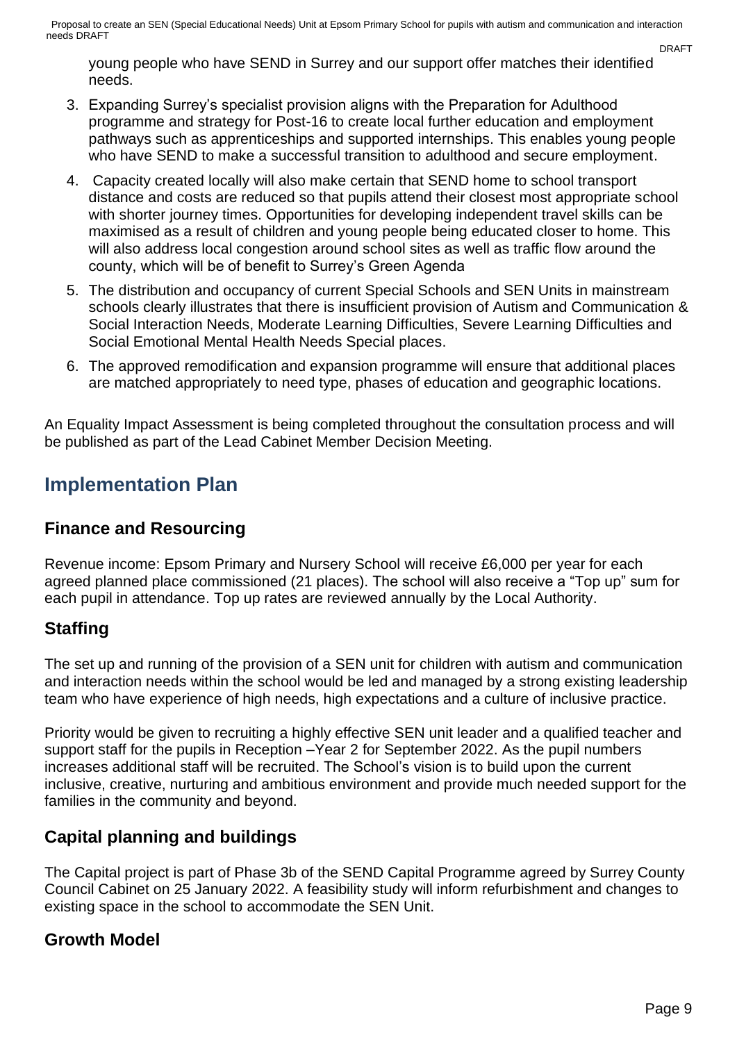young people who have SEND in Surrey and our support offer matches their identified needs.

3. Expanding Surrey's specialist provision aligns with the Preparation for Adulthood programme and strategy for Post-16 to create local further education and employment pathways such as apprenticeships and supported internships. This enables young people who have SEND to make a successful transition to adulthood and secure employment.
4. Capacity created locally will also make certain that SEND home to school transport distance and costs are reduced so that pupils attend their closest most appropriate school with shorter journey times. Opportunities for developing independent travel skills can be maximised as a result of children and young people being educated closer to home. This will also address local congestion around school sites as well as traffic flow around the county, which will be of benefit to Surrey's Green Agenda
5. The distribution and occupancy of current Special Schools and SEN Units in mainstream schools clearly illustrates that there is insufficient provision of Autism and Communication & Social Interaction Needs, Moderate Learning Difficulties, Severe Learning Difficulties and Social Emotional Mental Health Needs Special places.
6. The approved remodification and expansion programme will ensure that additional places are matched appropriately to need type, phases of education and geographic locations.

An Equality Impact Assessment is being completed throughout the consultation process and will be published as part of the Lead Cabinet Member Decision Meeting.

## Implementation Plan

### Finance and Resourcing

Revenue income: Epsom Primary and Nursery School will receive £6,000 per year for each agreed planned place commissioned (21 places). The school will also receive a "Top up" sum for each pupil in attendance. Top up rates are reviewed annually by the Local Authority.

### Staffing

The set up and running of the provision of a SEN unit for children with autism and communication and interaction needs within the school would be led and managed by a strong existing leadership team who have experience of high needs, high expectations and a culture of inclusive practice.

Priority would be given to recruiting a highly effective SEN unit leader and a qualified teacher and support staff for the pupils in Reception –Year 2 for September 2022. As the pupil numbers increases additional staff will be recruited. The School's vision is to build upon the current inclusive, creative, nurturing and ambitious environment and provide much needed support for the families in the community and beyond.

### Capital planning and buildings

The Capital project is part of Phase 3b of the SEND Capital Programme agreed by Surrey County Council Cabinet on 25 January 2022. A feasibility study will inform refurbishment and changes to existing space in the school to accommodate the SEN Unit.

### Growth Model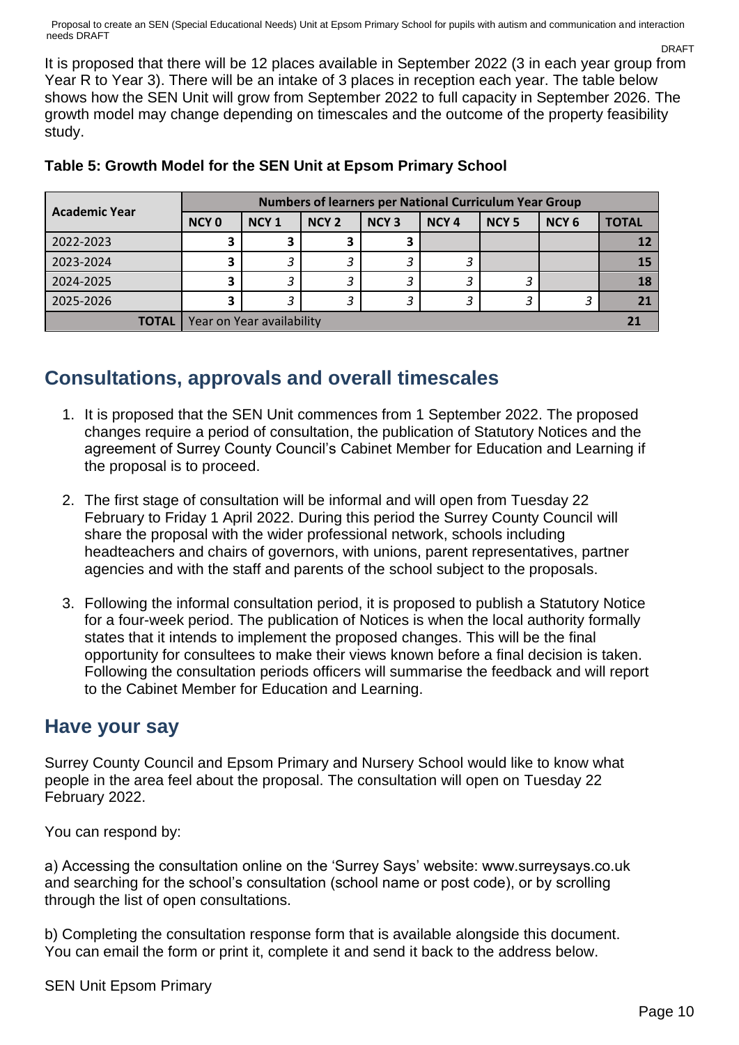It is proposed that there will be 12 places available in September 2022 (3 in each year group from Year R to Year 3). There will be an intake of 3 places in reception each year. The table below shows how the SEN Unit will grow from September 2022 to full capacity in September 2026. The growth model may change depending on timescales and the outcome of the property feasibility study.

**Table 5: Growth Model for the SEN Unit at Epsom Primary School**

| Academic Year | Numbers of learners per National Curriculum Year Group | | | | | | | |
|---|---|---|---|---|---|---|---|---|
| | NCY 0 | NCY 1 | NCY 2 | NCY 3 | NCY 4 | NCY 5 | NCY 6 | TOTAL |
| 2022-2023 | 3 | 3 | 3 | 3 | | | | 12 |
| 2023-2024 | 3 | 3 | 3 | 3 | 3 | | | 15 |
| 2024-2025 | 3 | 3 | 3 | 3 | 3 | 3 | | 18 |
| 2025-2026 | 3 | 3 | 3 | 3 | 3 | 3 | 3 | 21 |
| **TOTAL** | Year on Year availability | | | | | | | 21 |

## Consultations, approvals and overall timescales

1. It is proposed that the SEN Unit commences from 1 September 2022. The proposed changes require a period of consultation, the publication of Statutory Notices and the agreement of Surrey County Council's Cabinet Member for Education and Learning if the proposal is to proceed.

2. The first stage of consultation will be informal and will open from Tuesday 22 February to Friday 1 April 2022. During this period the Surrey County Council will share the proposal with the wider professional network, schools including headteachers and chairs of governors, with unions, parent representatives, partner agencies and with the staff and parents of the school subject to the proposals.

3. Following the informal consultation period, it is proposed to publish a Statutory Notice for a four-week period. The publication of Notices is when the local authority formally states that it intends to implement the proposed changes. This will be the final opportunity for consultees to make their views known before a final decision is taken. Following the consultation periods officers will summarise the feedback and will report to the Cabinet Member for Education and Learning.

## Have your say

Surrey County Council and Epsom Primary and Nursery School would like to know what people in the area feel about the proposal. The consultation will open on Tuesday 22 February 2022.

You can respond by:

a) Accessing the consultation online on the 'Surrey Says' website: www.surreysays.co.uk and searching for the school's consultation (school name or post code), or by scrolling through the list of open consultations.

b) Completing the consultation response form that is available alongside this document. You can email the form or print it, complete it and send it back to the address below.

SEN Unit Epsom Primary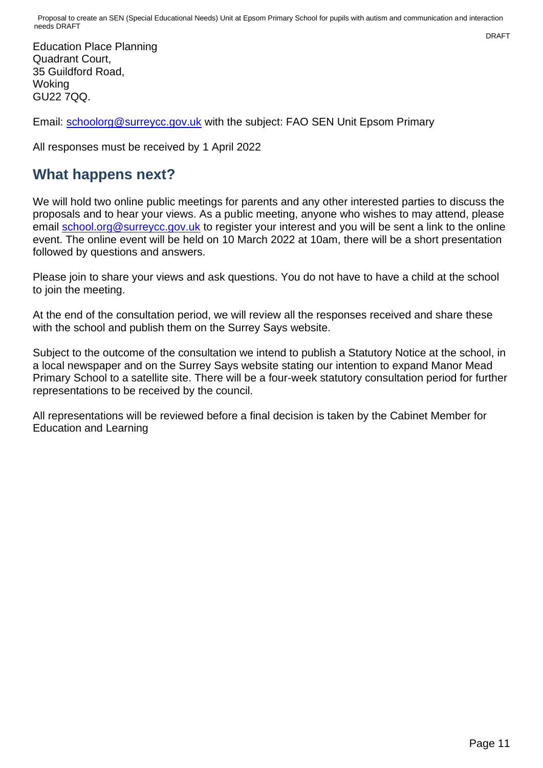Education Place Planning
Quadrant Court,
35 Guildford Road,
Woking
GU22 7QQ.

Email: schoolorg@surreycc.gov.uk with the subject: FAO SEN Unit Epsom Primary

All responses must be received by 1 April 2022

## What happens next?

We will hold two online public meetings for parents and any other interested parties to discuss the proposals and to hear your views. As a public meeting, anyone who wishes to may attend, please email school.org@surreycc.gov.uk to register your interest and you will be sent a link to the online event. The online event will be held on 10 March 2022 at 10am, there will be a short presentation followed by questions and answers.

Please join to share your views and ask questions. You do not have to have a child at the school to join the meeting.

At the end of the consultation period, we will review all the responses received and share these with the school and publish them on the Surrey Says website.

Subject to the outcome of the consultation we intend to publish a Statutory Notice at the school, in a local newspaper and on the Surrey Says website stating our intention to expand Manor Mead Primary School to a satellite site. There will be a four-week statutory consultation period for further representations to be received by the council.

All representations will be reviewed before a final decision is taken by the Cabinet Member for Education and Learning